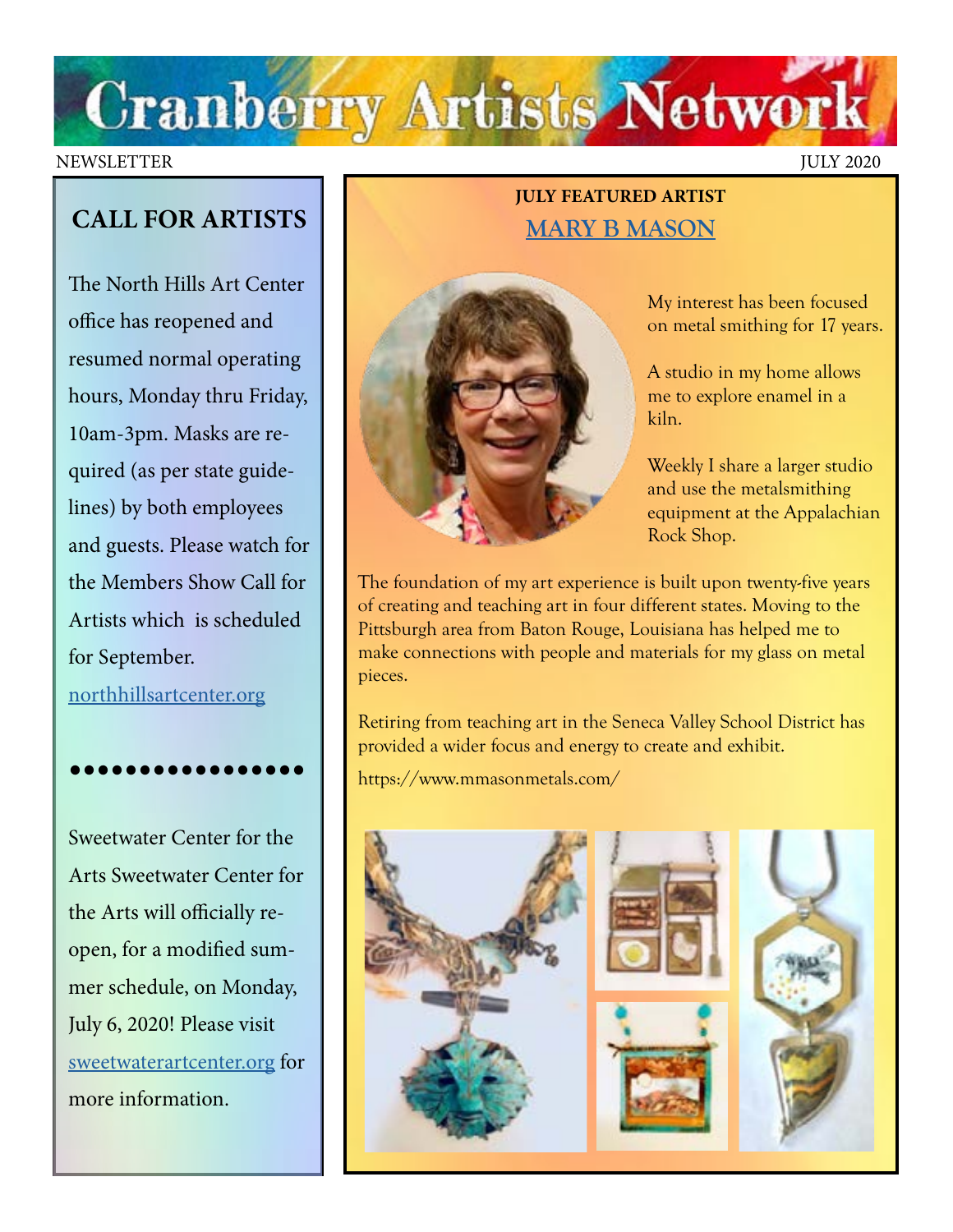# Cranberry Artists Network

NEWSLETTER JULY 2020

## CALL FOR ARTISTS

The North Hills Art Center office has reopened and resumed normal operating hours, Monday thru Friday, 10am-3pm. Masks are required (as per state guidelines) by both employees and guests. Please watch for the Members Show Call for Artists which is scheduled for September.

northhillsartcenter.org

•••••••••••••••••

Sweetwater Center for the Arts Sweetwater Center for the Arts will officially reopen, for a modified summer schedule, on Monday, July 6, 2020! Please visit sweetwaterartcenter.org for more information.

**JULY FEATURED ARTIST**

## MARY B MASON

My interest has been focused on metal smithing for 17 years.

A studio in my home allows me to explore enamel in a kiln.

Weekly I share a larger studio and use the metalsmithing equipment at the Appalachian Rock Shop.

The foundation of my art experience is built upon twenty-five years of creating and teaching art in four different states. Moving to the Pittsburgh area from Baton Rouge, Louisiana has helped me to make connections with people and materials for my glass on metal pieces.

Retiring from teaching art in the Seneca Valley School District has provided a wider focus and energy to create and exhibit.

https://www.mmasonmetals.com/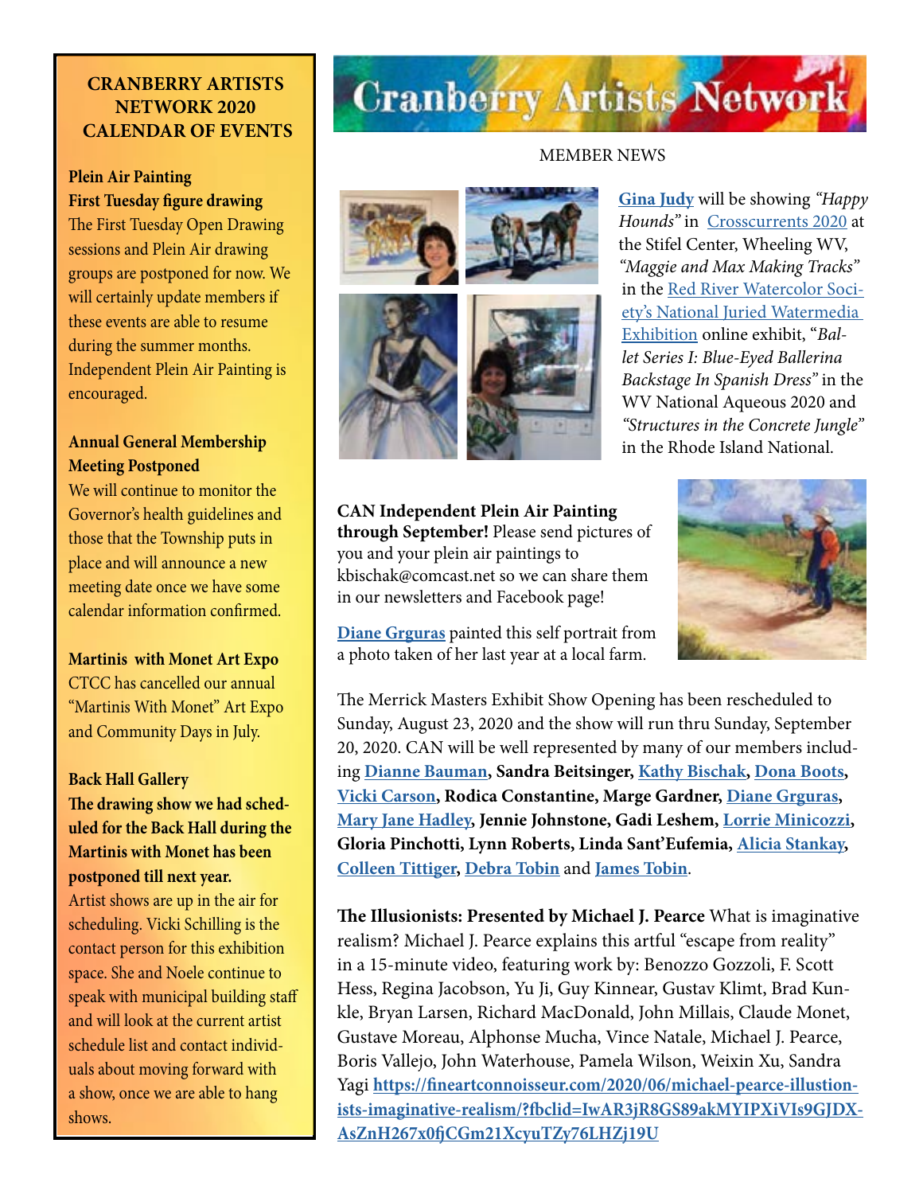# CRANBERRY ARTISTS NETWORK 2020 CALENDAR OF EVENTS

**Plein Air Painting**
**First Tuesday figure drawing**
The First Tuesday Open Drawing sessions and Plein Air drawing groups are postponed for now. We will certainly update members if these events are able to resume during the summer months. Independent Plein Air Painting is encouraged.

**Annual General Membership Meeting Postponed**
We will continue to monitor the Governor's health guidelines and those that the Township puts in place and will announce a new meeting date once we have some calendar information confirmed.

**Martinis with Monet Art Expo**
CTCC has cancelled our annual "Martinis With Monet" Art Expo and Community Days in July.

**Back Hall Gallery**
**The drawing show we had scheduled for the Back Hall during the Martinis with Monet has been postponed till next year.**
Artist shows are up in the air for scheduling. Vicki Schilling is the contact person for this exhibition space. She and Noele continue to speak with municipal building staff and will look at the current artist schedule list and contact individuals about moving forward with a show, once we are able to hang shows.

# Cranberry Artists Network

MEMBER NEWS

**Gina Judy** will be showing *"Happy Hounds"* in Crosscurrents 2020 at the Stifel Center, Wheeling WV, *"Maggie and Max Making Tracks"* in the Red River Watercolor Society's National Juried Watermedia Exhibition online exhibit, "*Ballet Series I: Blue-Eyed Ballerina Backstage In Spanish Dress"* in the WV National Aqueous 2020 and *"Structures in the Concrete Jungle"* in the Rhode Island National.

**CAN Independent Plein Air Painting through September!** Please send pictures of you and your plein air paintings to kbischak@comcast.net so we can share them in our newsletters and Facebook page!

**Diane Grguras** painted this self portrait from a photo taken of her last year at a local farm.

The Merrick Masters Exhibit Show Opening has been rescheduled to Sunday, August 23, 2020 and the show will run thru Sunday, September 20, 2020. CAN will be well represented by many of our members including **Dianne Bauman, Sandra Beitsinger, Kathy Bischak, Dona Boots, Vicki Carson, Rodica Constantine, Marge Gardner, Diane Grguras, Mary Jane Hadley, Jennie Johnstone, Gadi Leshem, Lorrie Minicozzi, Gloria Pinchotti, Lynn Roberts, Linda Sant'Eufemia, Alicia Stankay, Colleen Tittiger, Debra Tobin** and **James Tobin**.

**The Illusionists: Presented by Michael J. Pearce** What is imaginative realism? Michael J. Pearce explains this artful "escape from reality" in a 15-minute video, featuring work by: Benozzo Gozzoli, F. Scott Hess, Regina Jacobson, Yu Ji, Guy Kinnear, Gustav Klimt, Brad Kunkle, Bryan Larsen, Richard MacDonald, John Millais, Claude Monet, Gustave Moreau, Alphonse Mucha, Vince Natale, Michael J. Pearce, Boris Vallejo, John Waterhouse, Pamela Wilson, Weixin Xu, Sandra Yagi **https://fineartconnoisseur.com/2020/06/michael-pearce-illusionists-imaginative-realism/?fbclid=IwAR3jR8GS89akMYIPXiVIs9GJDX-AsZnH267x0fjCGm21XcyuTZy76LHZj19U**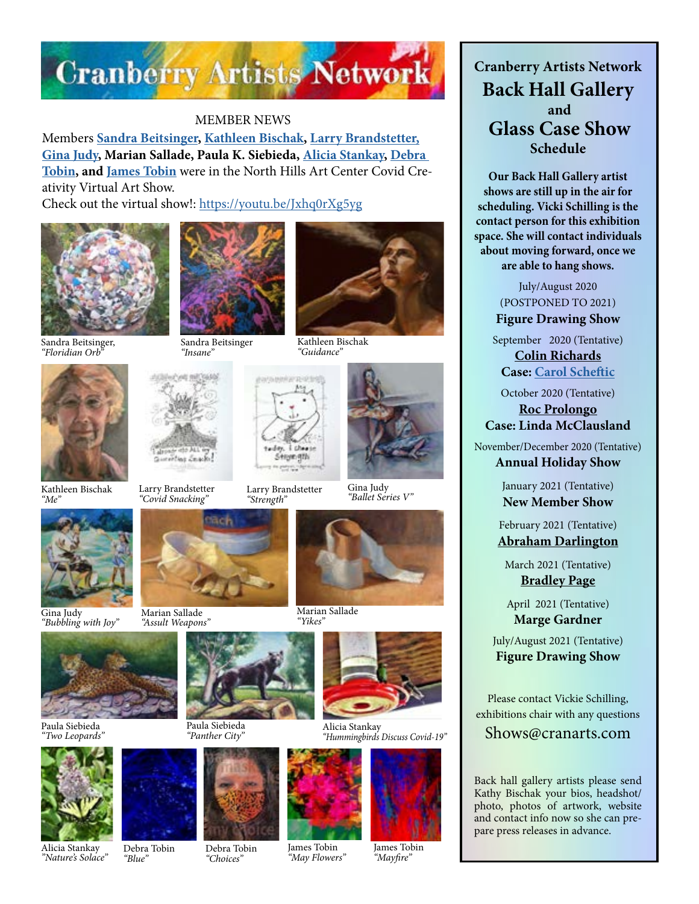# Cranberry Artists Network

## MEMBER NEWS

Members **Sandra Beitsinger, Kathleen Bischak, Larry Brandstetter, Gina Judy, Marian Sallade, Paula K. Siebieda, Alicia Stankay, Debra Tobin, and James Tobin** were in the North Hills Art Center Covid Creativity Virtual Art Show.
Check out the virtual show!: https://youtu.be/Jxhq0rXg5yg

Sandra Beitsinger, *"Floridian Orb"*

Sandra Beitsinger *"Insane"*

Kathleen Bischak *"Guidance"*

Kathleen Bischak *"Me"*

Larry Brandstetter *"Covid Snacking"*

Larry Brandstetter *"Strength"*

Gina Judy *"Ballet Series V"*

Gina Judy *"Bubbling with Joy"*

Marian Sallade *"Assult Weapons"*

Marian Sallade *"Yikes"*

Paula Siebieda *"Two Leopards"*

Paula Siebieda *"Panther City"*

Alicia Stankay *"Hummingbirds Discuss Covid-19"*

Alicia Stankay *"Nature's Solace"*

Debra Tobin *"Blue"*

Debra Tobin *"Choices"*

James Tobin *"May Flowers"*

James Tobin *"Mayfire"*

## Cranberry Artists Network Back Hall Gallery and Glass Case Show Schedule

**Our Back Hall Gallery artist shows are still up in the air for scheduling. Vicki Schilling is the contact person for this exhibition space. She will contact individuals about moving forward, once we are able to hang shows.**

July/August 2020
(POSTPONED TO 2021)
**Figure Drawing Show**

September 2020 (Tentative)
**Colin Richards**
**Case: Carol Scheftic**

October 2020 (Tentative)
**Roc Prolongo**
**Case: Linda McClausland**

November/December 2020 (Tentative)
**Annual Holiday Show**

January 2021 (Tentative)
**New Member Show**

February 2021 (Tentative)
**Abraham Darlington**

March 2021 (Tentative)
**Bradley Page**

April 2021 (Tentative)
**Marge Gardner**

July/August 2021 (Tentative)
**Figure Drawing Show**

Please contact Vickie Schilling, exhibitions chair with any questions
Shows@cranarts.com

Back hall gallery artists please send Kathy Bischak your bios, headshot/photo, photos of artwork, website and contact info now so she can prepare press releases in advance.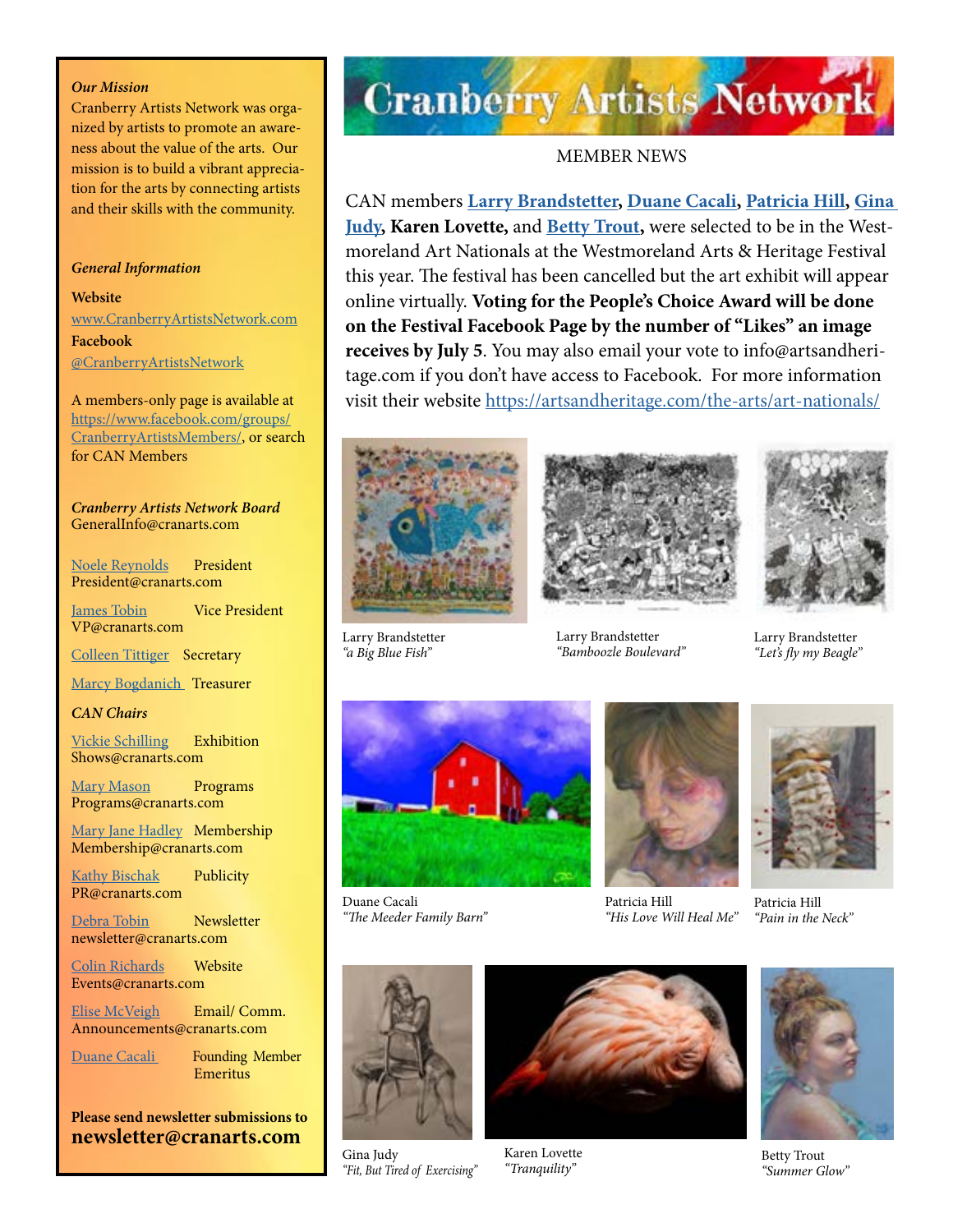# Cranberry Artists Network

MEMBER NEWS

CAN members **Larry Brandstetter**, **Duane Cacali**, **Patricia Hill**, **Gina Judy**, **Karen Lovette,** and **Betty Trout,** were selected to be in the Westmoreland Art Nationals at the Westmoreland Arts & Heritage Festival this year. The festival has been cancelled but the art exhibit will appear online virtually. **Voting for the People's Choice Award will be done on the Festival Facebook Page by the number of "Likes" an image receives by July 5**. You may also email your vote to info@artsandheritage.com if you don't have access to Facebook. For more information visit their website https://artsandheritage.com/the-arts/art-nationals/

Larry Brandstetter
*"a Big Blue Fish"*

Larry Brandstetter
*"Bamboozle Boulevard"*

Larry Brandstetter
*"Let's fly my Beagle"*

Duane Cacali
*"The Meeder Family Barn"*

Patricia Hill
*"His Love Will Heal Me"*

Patricia Hill
*"Pain in the Neck"*

Gina Judy
*"Fit, But Tired of Exercising"*

Karen Lovette
*"Tranquility"*

Betty Trout
*"Summer Glow"*

---

***Our Mission***

Cranberry Artists Network was organized by artists to promote an awareness about the value of the arts. Our mission is to build a vibrant appreciation for the arts by connecting artists and their skills with the community.

***General Information***

**Website**
www.CranberryArtistsNetwork.com
**Facebook**
@CranberryArtistsNetwork

A members-only page is available at https://www.facebook.com/groups/CranberryArtistsMembers/, or search for CAN Members

***Cranberry Artists Network Board***
GeneralInfo@cranarts.com

Noele Reynolds — President
President@cranarts.com

James Tobin — Vice President
VP@cranarts.com

Colleen Tittiger — Secretary

Marcy Bogdanich — Treasurer

***CAN Chairs***

Vickie Schilling — Exhibition
Shows@cranarts.com

Mary Mason — Programs
Programs@cranarts.com

Mary Jane Hadley — Membership
Membership@cranarts.com

Kathy Bischak — Publicity
PR@cranarts.com

Debra Tobin — Newsletter
newsletter@cranarts.com

Colin Richards — Website
Events@cranarts.com

Elise McVeigh — Email/ Comm.
Announcements@cranarts.com

Duane Cacali — Founding Member Emeritus

**Please send newsletter submissions to**
**newsletter@cranarts.com**